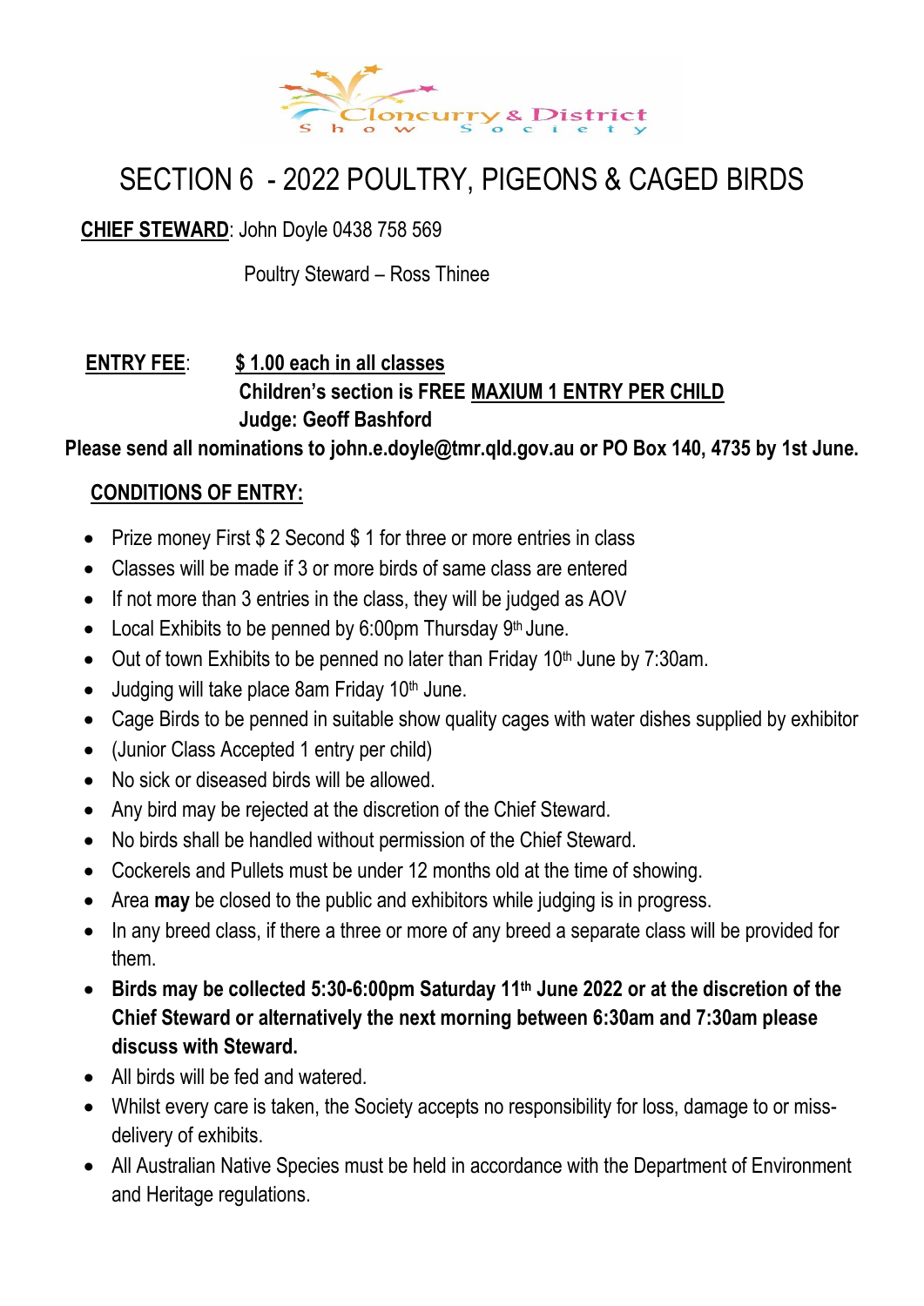Cloncurry & District Show Society

# SECTION 6 - 2022 POULTRY, PIGEONS & CAGED BIRDS

**CHIEF STEWARD**: John Doyle 0438 758 569

Poultry Steward – Ross Thinee

**ENTRY FEE**: **$ 1.00 each in all classes**

**Children's section is FREE MAXIUM 1 ENTRY PER CHILD**

**Judge: Geoff Bashford**

**Please send all nominations to john.e.doyle@tmr.qld.gov.au or PO Box 140, 4735 by 1st June.**

## CONDITIONS OF ENTRY:

- Prize money First $ 2 Second $ 1 for three or more entries in class
- Classes will be made if 3 or more birds of same class are entered
- If not more than 3 entries in the class, they will be judged as AOV
- Local Exhibits to be penned by 6:00pm Thursday 9th June.
- Out of town Exhibits to be penned no later than Friday 10th June by 7:30am.
- Judging will take place 8am Friday 10th June.
- Cage Birds to be penned in suitable show quality cages with water dishes supplied by exhibitor
- (Junior Class Accepted 1 entry per child)
- No sick or diseased birds will be allowed.
- Any bird may be rejected at the discretion of the Chief Steward.
- No birds shall be handled without permission of the Chief Steward.
- Cockerels and Pullets must be under 12 months old at the time of showing.
- Area **may** be closed to the public and exhibitors while judging is in progress.
- In any breed class, if there a three or more of any breed a separate class will be provided for them.
- **Birds may be collected 5:30-6:00pm Saturday 11th June 2022 or at the discretion of the Chief Steward or alternatively the next morning between 6:30am and 7:30am please discuss with Steward.**
- All birds will be fed and watered.
- Whilst every care is taken, the Society accepts no responsibility for loss, damage to or miss-delivery of exhibits.
- All Australian Native Species must be held in accordance with the Department of Environment and Heritage regulations.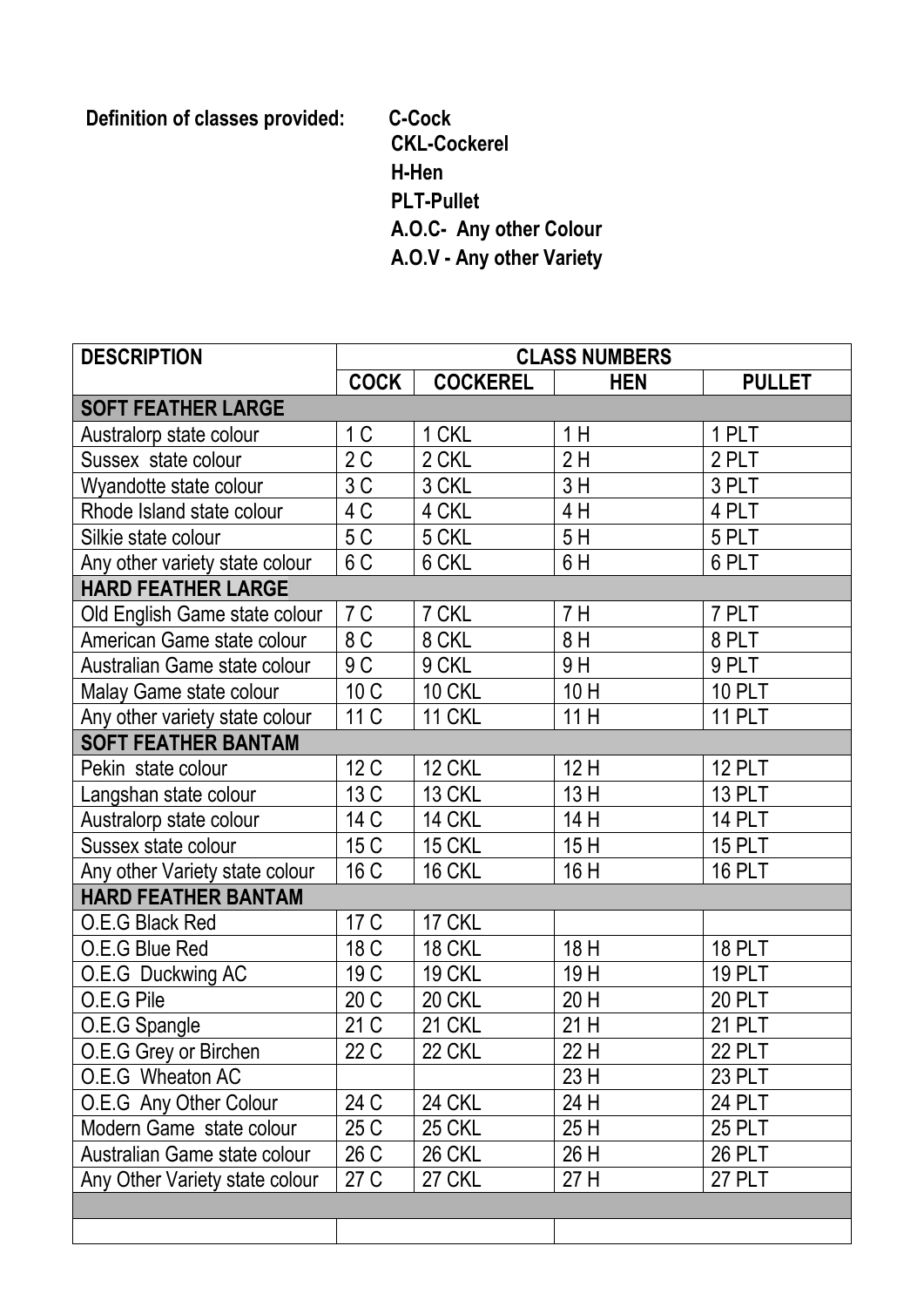**Definition of classes provided:** **C-Cock**
**CKL-Cockerel**
**H-Hen**
**PLT-Pullet**
**A.O.C- Any other Colour**
**A.O.V - Any other Variety**

| DESCRIPTION | CLASS NUMBERS | | | |
|---|---|---|---|---|
| | COCK | COCKEREL | HEN | PULLET |
| **SOFT FEATHER LARGE** | | | | |
| Australorp state colour | 1 C | 1 CKL | 1 H | 1 PLT |
| Sussex state colour | 2 C | 2 CKL | 2 H | 2 PLT |
| Wyandotte state colour | 3 C | 3 CKL | 3 H | 3 PLT |
| Rhode Island state colour | 4 C | 4 CKL | 4 H | 4 PLT |
| Silkie state colour | 5 C | 5 CKL | 5 H | 5 PLT |
| Any other variety state colour | 6 C | 6 CKL | 6 H | 6 PLT |
| **HARD FEATHER LARGE** | | | | |
| Old English Game state colour | 7 C | 7 CKL | 7 H | 7 PLT |
| American Game state colour | 8 C | 8 CKL | 8 H | 8 PLT |
| Australian Game state colour | 9 C | 9 CKL | 9 H | 9 PLT |
| Malay Game state colour | 10 C | 10 CKL | 10 H | 10 PLT |
| Any other variety state colour | 11 C | 11 CKL | 11 H | 11 PLT |
| **SOFT FEATHER BANTAM** | | | | |
| Pekin state colour | 12 C | 12 CKL | 12 H | 12 PLT |
| Langshan state colour | 13 C | 13 CKL | 13 H | 13 PLT |
| Australorp state colour | 14 C | 14 CKL | 14 H | 14 PLT |
| Sussex state colour | 15 C | 15 CKL | 15 H | 15 PLT |
| Any other Variety state colour | 16 C | 16 CKL | 16 H | 16 PLT |
| **HARD FEATHER BANTAM** | | | | |
| O.E.G Black Red | 17 C | 17 CKL | | |
| O.E.G Blue Red | 18 C | 18 CKL | 18 H | 18 PLT |
| O.E.G Duckwing AC | 19 C | 19 CKL | 19 H | 19 PLT |
| O.E.G Pile | 20 C | 20 CKL | 20 H | 20 PLT |
| O.E.G Spangle | 21 C | 21 CKL | 21 H | 21 PLT |
| O.E.G Grey or Birchen | 22 C | 22 CKL | 22 H | 22 PLT |
| O.E.G Wheaton AC | | | 23 H | 23 PLT |
| O.E.G Any Other Colour | 24 C | 24 CKL | 24 H | 24 PLT |
| Modern Game state colour | 25 C | 25 CKL | 25 H | 25 PLT |
| Australian Game state colour | 26 C | 26 CKL | 26 H | 26 PLT |
| Any Other Variety state colour | 27 C | 27 CKL | 27 H | 27 PLT |
| | | | | |
| | | | | |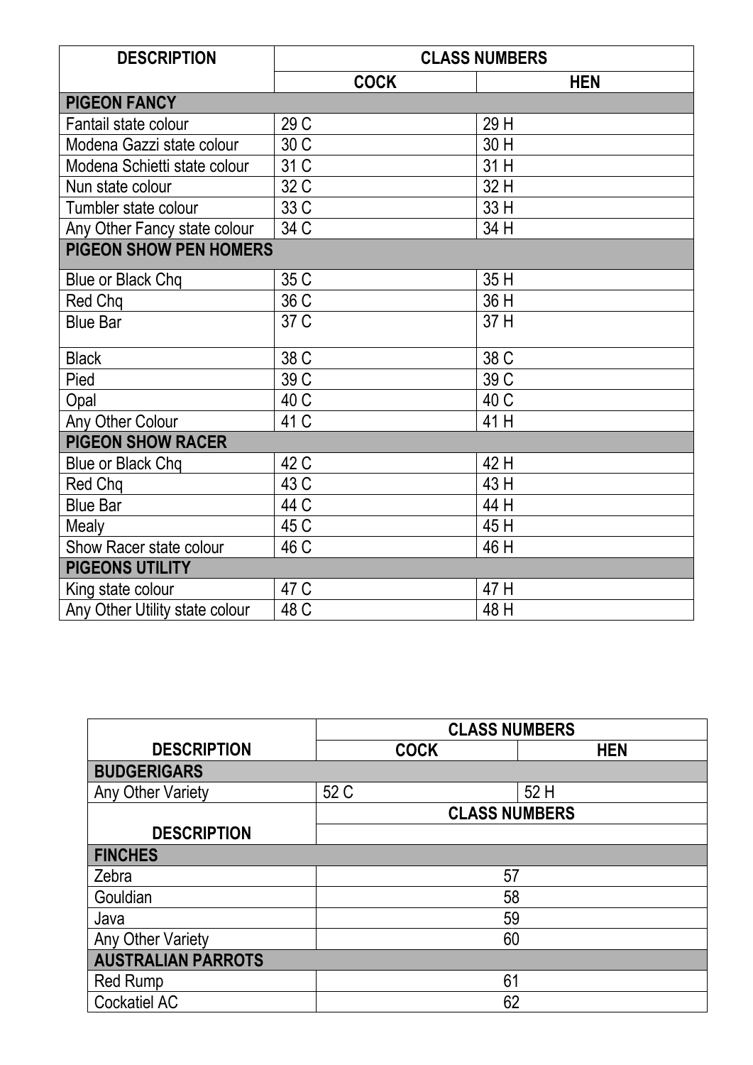| DESCRIPTION | CLASS NUMBERS | |
|---|---|---|
| | COCK | HEN |
| **PIGEON FANCY** | | |
| Fantail state colour | 29 C | 29 H |
| Modena Gazzi state colour | 30 C | 30 H |
| Modena Schietti state colour | 31 C | 31 H |
| Nun state colour | 32 C | 32 H |
| Tumbler state colour | 33 C | 33 H |
| Any Other Fancy state colour | 34 C | 34 H |
| **PIGEON SHOW PEN HOMERS** | | |
| Blue or Black Chq | 35 C | 35 H |
| Red Chq | 36 C | 36 H |
| Blue Bar | 37 C | 37 H |
| Black | 38 C | 38 C |
| Pied | 39 C | 39 C |
| Opal | 40 C | 40 C |
| Any Other Colour | 41 C | 41 H |
| **PIGEON SHOW RACER** | | |
| Blue or Black Chq | 42 C | 42 H |
| Red Chq | 43 C | 43 H |
| Blue Bar | 44 C | 44 H |
| Mealy | 45 C | 45 H |
| Show Racer state colour | 46 C | 46 H |
| **PIGEONS UTILITY** | | |
| King state colour | 47 C | 47 H |
| Any Other Utility state colour | 48 C | 48 H |

| DESCRIPTION | CLASS NUMBERS | |
|---|---|---|
| | COCK | HEN |
| **BUDGERIGARS** | | |
| Any Other Variety | 52 C | 52 H |

| DESCRIPTION | CLASS NUMBERS |
|---|---|
| **FINCHES** | |
| Zebra | 57 |
| Gouldian | 58 |
| Java | 59 |
| Any Other Variety | 60 |
| **AUSTRALIAN PARROTS** | |
| Red Rump | 61 |
| Cockatiel AC | 62 |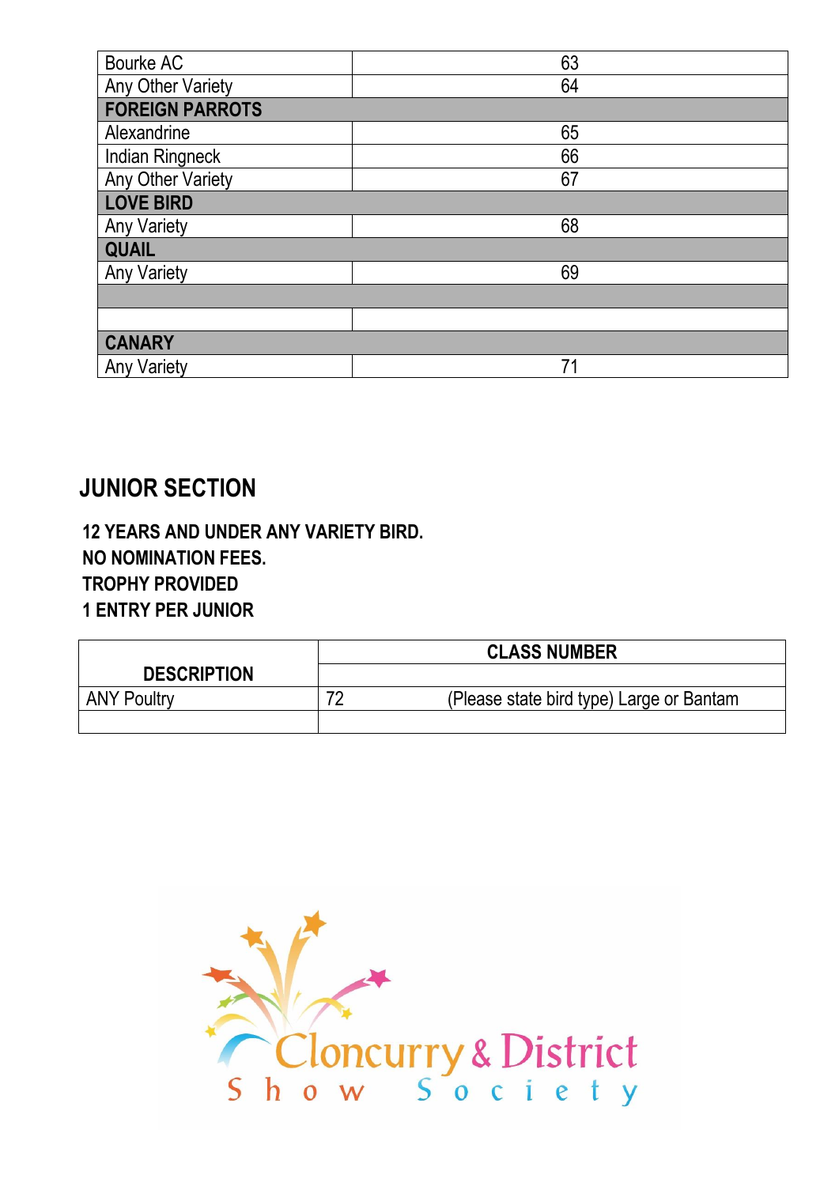| | |
|---|---|
| Bourke AC | 63 |
| Any Other Variety | 64 |
| **FOREIGN PARROTS** | |
| Alexandrine | 65 |
| Indian Ringneck | 66 |
| Any Other Variety | 67 |
| **LOVE BIRD** | |
| Any Variety | 68 |
| **QUAIL** | |
| Any Variety | 69 |
| | |
| | |
| **CANARY** | |
| Any Variety | 71 |

## JUNIOR SECTION

**12 YEARS AND UNDER ANY VARIETY BIRD.**
**NO NOMINATION FEES.**
**TROPHY PROVIDED**
**1 ENTRY PER JUNIOR**

| DESCRIPTION | CLASS NUMBER |
|---|---|
| | |
| ANY Poultry | 72 (Please state bird type) Large or Bantam |
| | |

Cloncurry & District Show Society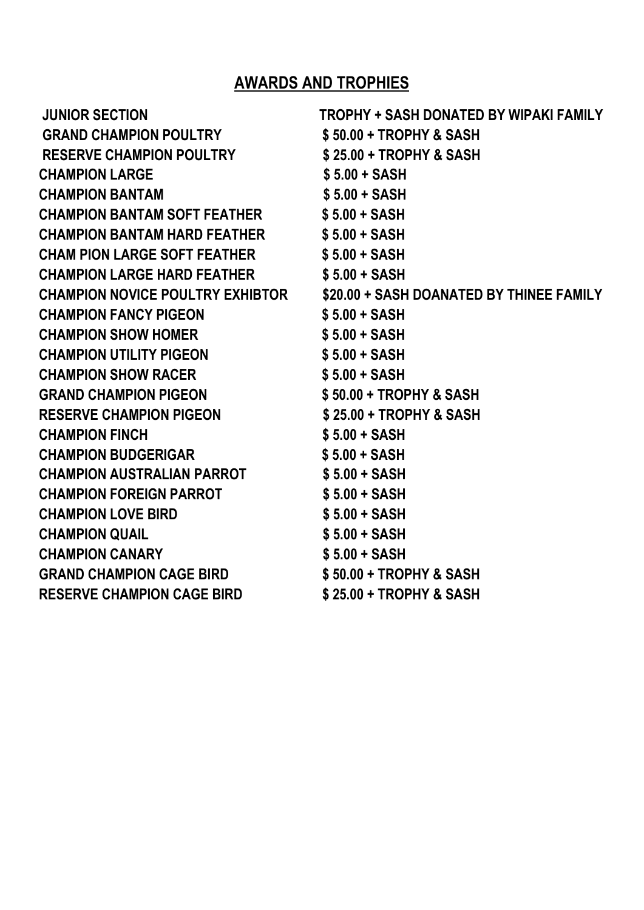## AWARDS AND TROPHIES

| | |
|---|---|
| **JUNIOR SECTION** | **TROPHY + SASH DONATED BY WIPAKI FAMILY** |
| **GRAND CHAMPION POULTRY** | **$ 50.00 + TROPHY & SASH** |
| **RESERVE CHAMPION POULTRY** | **$ 25.00 + TROPHY & SASH** |
| **CHAMPION LARGE** | **$ 5.00 + SASH** |
| **CHAMPION BANTAM** | **$ 5.00 + SASH** |
| **CHAMPION BANTAM SOFT FEATHER** | **$ 5.00 + SASH** |
| **CHAMPION BANTAM HARD FEATHER** | **$ 5.00 + SASH** |
| **CHAM PION LARGE SOFT FEATHER** | **$ 5.00 + SASH** |
| **CHAMPION LARGE HARD FEATHER** | **$ 5.00 + SASH** |
| **CHAMPION NOVICE POULTRY EXHIBTOR** | **$20.00 + SASH DOANATED BY THINEE FAMILY** |
| **CHAMPION FANCY PIGEON** | **$ 5.00 + SASH** |
| **CHAMPION SHOW HOMER** | **$ 5.00 + SASH** |
| **CHAMPION UTILITY PIGEON** | **$ 5.00 + SASH** |
| **CHAMPION SHOW RACER** | **$ 5.00 + SASH** |
| **GRAND CHAMPION PIGEON** | **$ 50.00 + TROPHY & SASH** |
| **RESERVE CHAMPION PIGEON** | **$ 25.00 + TROPHY & SASH** |
| **CHAMPION FINCH** | **$ 5.00 + SASH** |
| **CHAMPION BUDGERIGAR** | **$ 5.00 + SASH** |
| **CHAMPION AUSTRALIAN PARROT** | **$ 5.00 + SASH** |
| **CHAMPION FOREIGN PARROT** | **$ 5.00 + SASH** |
| **CHAMPION LOVE BIRD** | **$ 5.00 + SASH** |
| **CHAMPION QUAIL** | **$ 5.00 + SASH** |
| **CHAMPION CANARY** | **$ 5.00 + SASH** |
| **GRAND CHAMPION CAGE BIRD** | **$ 50.00 + TROPHY & SASH** |
| **RESERVE CHAMPION CAGE BIRD** | **$ 25.00 + TROPHY & SASH** |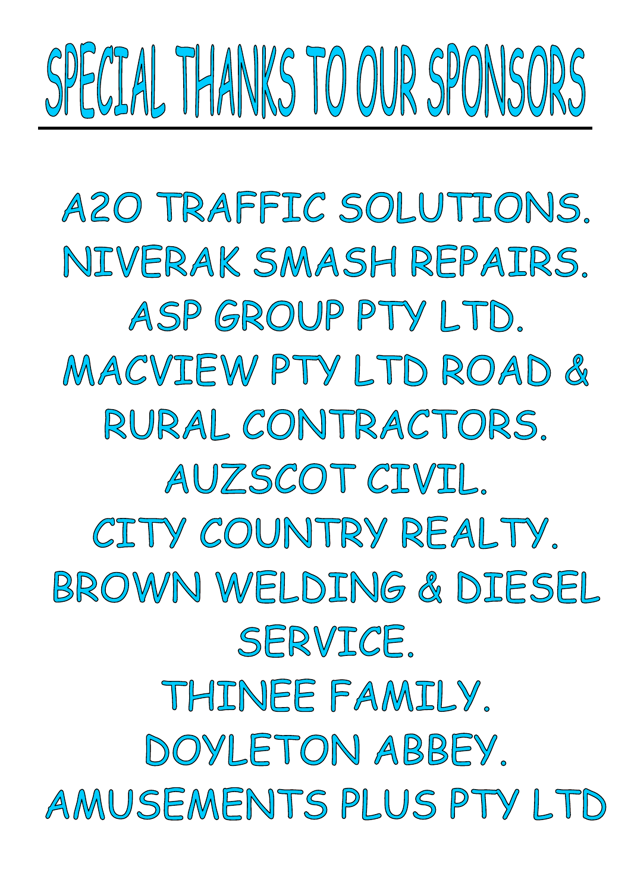# SPECIAL THANKS TO OUR SPONSORS

A2O TRAFFIC SOLUTIONS.

NIVERAK SMASH REPAIRS.

ASP GROUP PTY LTD.

MACVIEW PTY LTD ROAD & RURAL CONTRACTORS.

AUZSCOT CIVIL.

CITY COUNTRY REALTY.

BROWN WELDING & DIESEL SERVICE.

THINEE FAMILY.

DOYLETON ABBEY.

AMUSEMENTS PLUS PTY LTD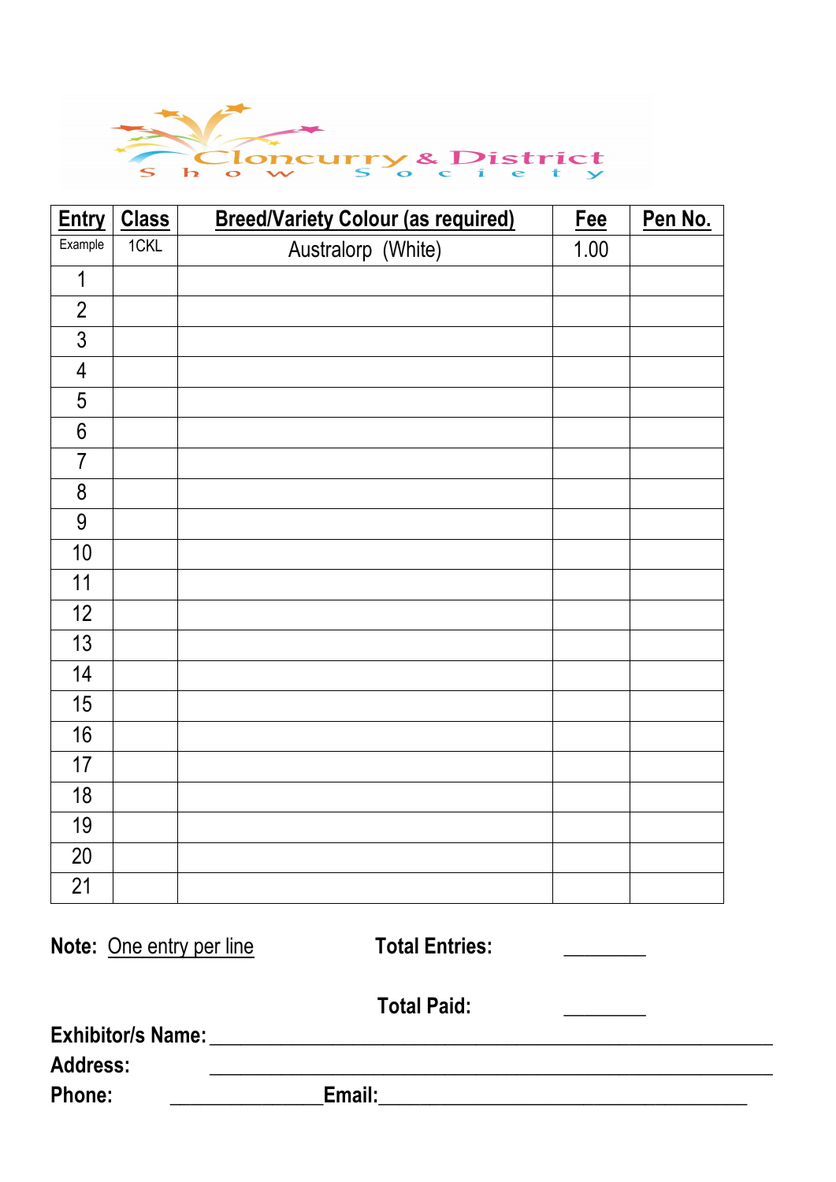# Cloncurry & District Show Society

| Entry | Class | Breed/Variety Colour (as required) | Fee | Pen No. |
|---|---|---|---|---|
| Example | 1CKL | Australorp (White) | 1.00 | |
| 1 | | | | |
| 2 | | | | |
| 3 | | | | |
| 4 | | | | |
| 5 | | | | |
| 6 | | | | |
| 7 | | | | |
| 8 | | | | |
| 9 | | | | |
| 10 | | | | |
| 11 | | | | |
| 12 | | | | |
| 13 | | | | |
| 14 | | | | |
| 15 | | | | |
| 16 | | | | |
| 17 | | | | |
| 18 | | | | |
| 19 | | | | |
| 20 | | | | |
| 21 | | | | |

**Note:** One entry per line

**Total Entries:** ________

**Total Paid:** ________

**Exhibitor/s Name:** ____________________________________________

**Address:** ____________________________________________

**Phone:** _______________ **Email:** ________________________________